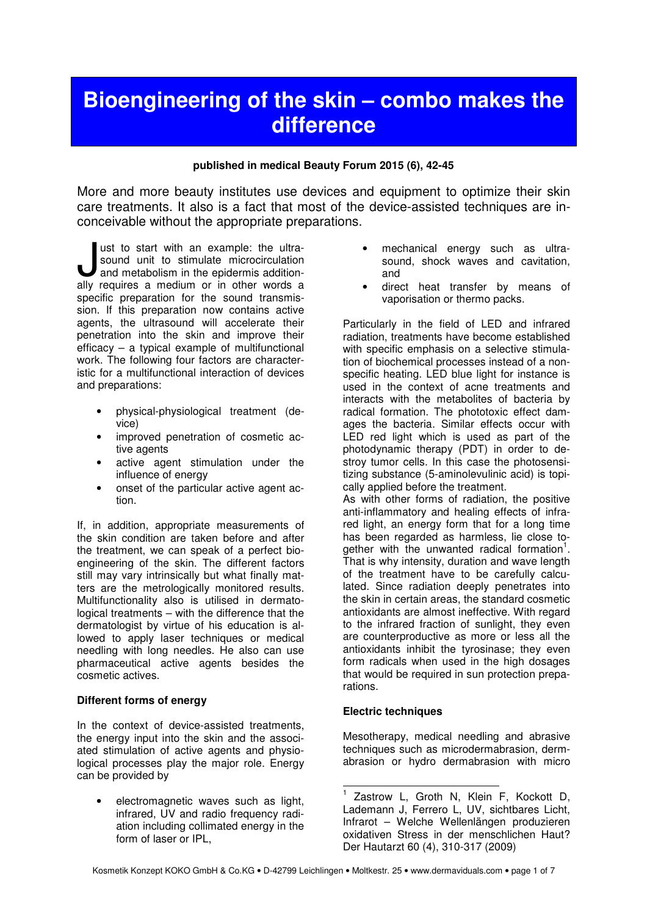# Bioengineering of the skin – combo makes the difference

**published in medical Beauty Forum 2015 (6), 42-45**

More and more beauty institutes use devices and equipment to optimize their skin care treatments. It also is a fact that most of the device-assisted techniques are inconceivable without the appropriate preparations.

Just to start with an example: the ultrasound unit to stimulate microcirculation and metabolism in the epidermis additionally requires a medium or in other words a specific preparation for the sound transmission. If this preparation now contains active agents, the ultrasound will accelerate their penetration into the skin and improve their efficacy – a typical example of multifunctional work. The following four factors are characteristic for a multifunctional interaction of devices and preparations:

- physical-physiological treatment (device)
- improved penetration of cosmetic active agents
- active agent stimulation under the influence of energy
- onset of the particular active agent action.

If, in addition, appropriate measurements of the skin condition are taken before and after the treatment, we can speak of a perfect bioengineering of the skin. The different factors still may vary intrinsically but what finally matters are the metrologically monitored results. Multifunctionality also is utilised in dermatological treatments – with the difference that the dermatologist by virtue of his education is allowed to apply laser techniques or medical needling with long needles. He also can use pharmaceutical active agents besides the cosmetic actives.

**Different forms of energy**

In the context of device-assisted treatments, the energy input into the skin and the associated stimulation of active agents and physiological processes play the major role. Energy can be provided by

- electromagnetic waves such as light, infrared, UV and radio frequency radiation including collimated energy in the form of laser or IPL,
- mechanical energy such as ultrasound, shock waves and cavitation, and
- direct heat transfer by means of vaporisation or thermo packs.

Particularly in the field of LED and infrared radiation, treatments have become established with specific emphasis on a selective stimulation of biochemical processes instead of a nonspecific heating. LED blue light for instance is used in the context of acne treatments and interacts with the metabolites of bacteria by radical formation. The phototoxic effect damages the bacteria. Similar effects occur with LED red light which is used as part of the photodynamic therapy (PDT) in order to destroy tumor cells. In this case the photosensitizing substance (5-aminolevulinic acid) is topically applied before the treatment.
As with other forms of radiation, the positive anti-inflammatory and healing effects of infrared light, an energy form that for a long time has been regarded as harmless, lie close together with the unwanted radical formation[1]. That is why intensity, duration and wave length of the treatment have to be carefully calculated. Since radiation deeply penetrates into the skin in certain areas, the standard cosmetic antioxidants are almost ineffective. With regard to the infrared fraction of sunlight, they even are counterproductive as more or less all the antioxidants inhibit the tyrosinase; they even form radicals when used in the high dosages that would be required in sun protection preparations.

**Electric techniques**

Mesotherapy, medical needling and abrasive techniques such as microdermabrasion, dermabrasion or hydro dermabrasion with micro

---

[1] Zastrow L, Groth N, Klein F, Kockott D, Lademann J, Ferrero L, UV, sichtbares Licht, Infrarot – Welche Wellenlängen produzieren oxidativen Stress in der menschlichen Haut? Der Hautarzt 60 (4), 310-317 (2009)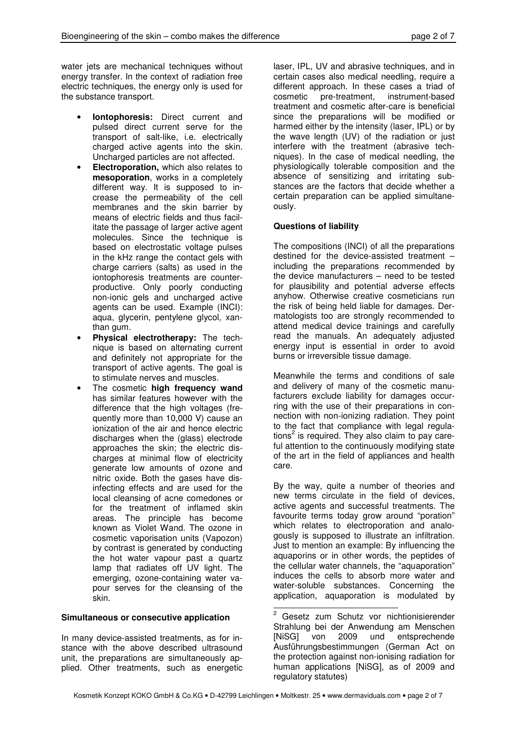water jets are mechanical techniques without energy transfer. In the context of radiation free electric techniques, the energy only is used for the substance transport.

- **Iontophoresis:** Direct current and pulsed direct current serve for the transport of salt-like, i.e. electrically charged active agents into the skin. Uncharged particles are not affected.
- **Electroporation,** which also relates to **mesoporation**, works in a completely different way. It is supposed to increase the permeability of the cell membranes and the skin barrier by means of electric fields and thus facilitate the passage of larger active agent molecules. Since the technique is based on electrostatic voltage pulses in the kHz range the contact gels with charge carriers (salts) as used in the iontophoresis treatments are counterproductive. Only poorly conducting non-ionic gels and uncharged active agents can be used. Example (INCI): aqua, glycerin, pentylene glycol, xanthan gum.
- **Physical electrotherapy:** The technique is based on alternating current and definitely not appropriate for the transport of active agents. The goal is to stimulate nerves and muscles.
- The cosmetic **high frequency wand** has similar features however with the difference that the high voltages (frequently more than 10,000 V) cause an ionization of the air and hence electric discharges when the (glass) electrode approaches the skin; the electric discharges at minimal flow of electricity generate low amounts of ozone and nitric oxide. Both the gases have disinfecting effects and are used for the local cleansing of acne comedones or for the treatment of inflamed skin areas. The principle has become known as Violet Wand. The ozone in cosmetic vaporisation units (Vapozon) by contrast is generated by conducting the hot water vapour past a quartz lamp that radiates off UV light. The emerging, ozone-containing water vapour serves for the cleansing of the skin.

**Simultaneous or consecutive application**

In many device-assisted treatments, as for instance with the above described ultrasound unit, the preparations are simultaneously applied. Other treatments, such as energetic laser, IPL, UV and abrasive techniques, and in certain cases also medical needling, require a different approach. In these cases a triad of cosmetic pre-treatment, instrument-based treatment and cosmetic after-care is beneficial since the preparations will be modified or harmed either by the intensity (laser, IPL) or by the wave length (UV) of the radiation or just interfere with the treatment (abrasive techniques). In the case of medical needling, the physiologically tolerable composition and the absence of sensitizing and irritating substances are the factors that decide whether a certain preparation can be applied simultaneously.

**Questions of liability**

The compositions (INCI) of all the preparations destined for the device-assisted treatment – including the preparations recommended by the device manufacturers – need to be tested for plausibility and potential adverse effects anyhow. Otherwise creative cosmeticians run the risk of being held liable for damages. Dermatologists too are strongly recommended to attend medical device trainings and carefully read the manuals. An adequately adjusted energy input is essential in order to avoid burns or irreversible tissue damage.

Meanwhile the terms and conditions of sale and delivery of many of the cosmetic manufacturers exclude liability for damages occurring with the use of their preparations in connection with non-ionizing radiation. They point to the fact that compliance with legal regulations[2] is required. They also claim to pay careful attention to the continuously modifying state of the art in the field of appliances and health care.

By the way, quite a number of theories and new terms circulate in the field of devices, active agents and successful treatments. The favourite terms today grow around "poration" which relates to electroporation and analogously is supposed to illustrate an infiltration. Just to mention an example: By influencing the aquaporins or in other words, the peptides of the cellular water channels, the "aquaporation" induces the cells to absorb more water and water-soluble substances. Concerning the application, aquaporation is modulated by

[2] Gesetz zum Schutz vor nichtionisierender Strahlung bei der Anwendung am Menschen [NiSG] von 2009 und entsprechende Ausführungsbestimmungen (German Act on the protection against non-ionising radiation for human applications [NiSG], as of 2009 and regulatory statutes)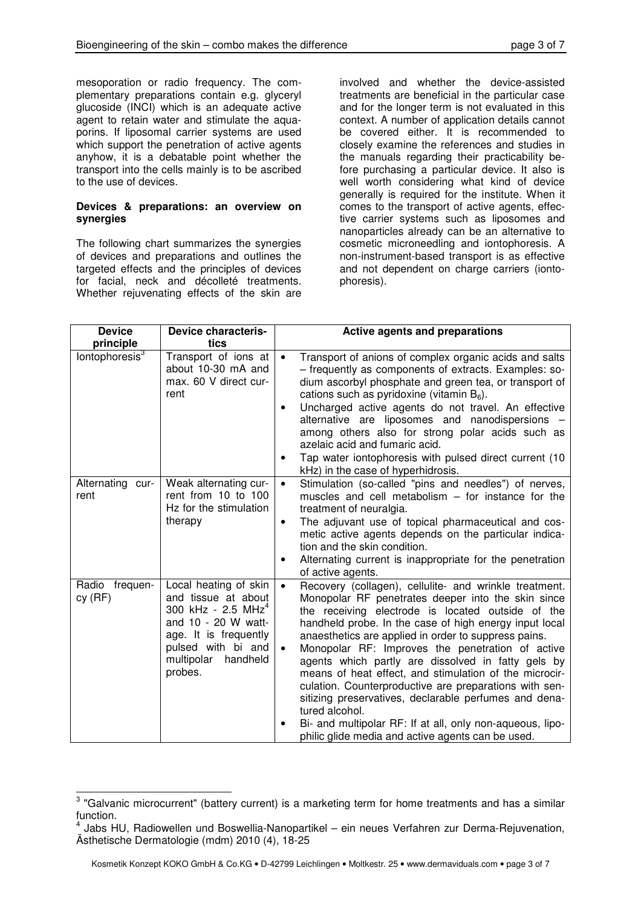mesoporation or radio frequency. The complementary preparations contain e.g. glyceryl glucoside (INCI) which is an adequate active agent to retain water and stimulate the aquaporins. If liposomal carrier systems are used which support the penetration of active agents anyhow, it is a debatable point whether the transport into the cells mainly is to be ascribed to the use of devices.

**Devices & preparations: an overview on synergies**

The following chart summarizes the synergies of devices and preparations and outlines the targeted effects and the principles of devices for facial, neck and décolleté treatments. Whether rejuvenating effects of the skin are involved and whether the device-assisted treatments are beneficial in the particular case and for the longer term is not evaluated in this context. A number of application details cannot be covered either. It is recommended to closely examine the references and studies in the manuals regarding their practicability before purchasing a particular device. It also is well worth considering what kind of device generally is required for the institute. When it comes to the transport of active agents, effective carrier systems such as liposomes and nanoparticles already can be an alternative to cosmetic microneedling and iontophoresis. A non-instrument-based transport is as effective and not dependent on charge carriers (iontophoresis).

| Device principle | Device characteristics | Active agents and preparations |
|---|---|---|
| Iontophoresis[3] | Transport of ions at about 10-30 mA and max. 60 V direct current | • Transport of anions of complex organic acids and salts – frequently as components of extracts. Examples: sodium ascorbyl phosphate and green tea, or transport of cations such as pyridoxine (vitamin $B_6$).<br>• Uncharged active agents do not travel. An effective alternative are liposomes and nanodispersions – among others also for strong polar acids such as azelaic acid and fumaric acid.<br>• Tap water iontophoresis with pulsed direct current (10 kHz) in the case of hyperhidrosis. |
| Alternating current | Weak alternating current from 10 to 100 Hz for the stimulation therapy | • Stimulation (so-called "pins and needles") of nerves, muscles and cell metabolism – for instance for the treatment of neuralgia.<br>• The adjuvant use of topical pharmaceutical and cosmetic active agents depends on the particular indication and the skin condition.<br>• Alternating current is inappropriate for the penetration of active agents. |
| Radio frequency (RF) | Local heating of skin and tissue at about 300 kHz - 2.5 MHz[4] and 10 - 20 W wattage. It is frequently pulsed with bi and multipolar handheld probes. | • Recovery (collagen), cellulite- and wrinkle treatment. Monopolar RF penetrates deeper into the skin since the receiving electrode is located outside of the handheld probe. In the case of high energy input local anaesthetics are applied in order to suppress pains.<br>• Monopolar RF: Improves the penetration of active agents which partly are dissolved in fatty gels by means of heat effect, and stimulation of the microcirculation. Counterproductive are preparations with sensitizing preservatives, declarable perfumes and denatured alcohol.<br>• Bi- and multipolar RF: If at all, only non-aqueous, lipophilic glide media and active agents can be used. |

[3] "Galvanic microcurrent" (battery current) is a marketing term for home treatments and has a similar function.

[4] Jabs HU, Radiowellen und Boswellia-Nanopartikel – ein neues Verfahren zur Derma-Rejuvenation, Ästhetische Dermatologie (mdm) 2010 (4), 18-25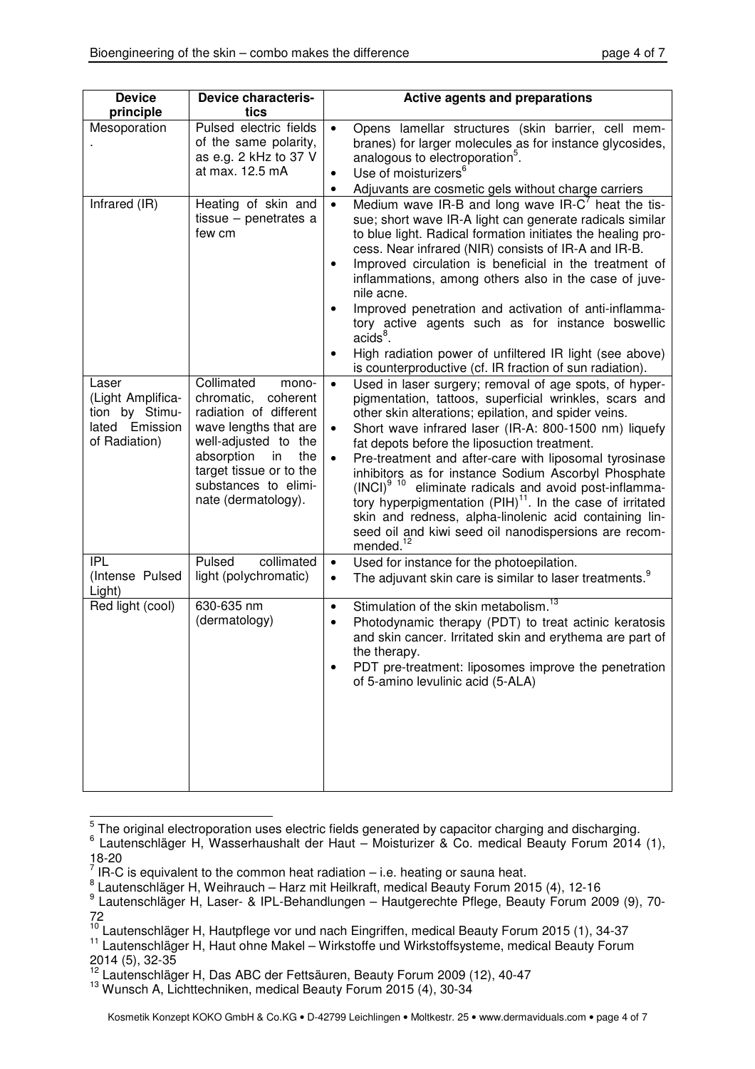| Device principle | Device characteristics | Active agents and preparations |
|---|---|---|
| Mesoporation<br>. | Pulsed electric fields of the same polarity, as e.g. 2 kHz to 37 V at max. 12.5 mA | • Opens lamellar structures (skin barrier, cell membranes) for larger molecules as for instance glycosides, analogous to electroporation[5].<br>• Use of moisturizers[6]<br>• Adjuvants are cosmetic gels without charge carriers |
| Infrared (IR) | Heating of skin and tissue – penetrates a few cm | • Medium wave IR-B and long wave IR-C[7] heat the tissue; short wave IR-A light can generate radicals similar to blue light. Radical formation initiates the healing process. Near infrared (NIR) consists of IR-A and IR-B.<br>• Improved circulation is beneficial in the treatment of inflammations, among others also in the case of juvenile acne.<br>• Improved penetration and activation of anti-inflammatory active agents such as for instance boswellic acids[8].<br>• High radiation power of unfiltered IR light (see above) is counterproductive (cf. IR fraction of sun radiation). |
| Laser (Light Amplification by Stimulated Emission of Radiation) | Collimated monochromatic, coherent radiation of different wave lengths that are well-adjusted to the absorption in the target tissue or to the substances to eliminate (dermatology). | • Used in laser surgery; removal of age spots, of hyperpigmentation, tattoos, superficial wrinkles, scars and other skin alterations; epilation, and spider veins.<br>• Short wave infrared laser (IR-A: 800-1500 nm) liquefy fat depots before the liposuction treatment.<br>• Pre-treatment and after-care with liposomal tyrosinase inhibitors as for instance Sodium Ascorbyl Phosphate (INCI)[9][10] eliminate radicals and avoid post-inflammatory hyperpigmentation (PIH)[11]. In the case of irritated skin and redness, alpha-linolenic acid containing linseed oil and kiwi seed oil nanodispersions are recommended.[12] |
| IPL (Intense Pulsed Light) | Pulsed collimated light (polychromatic) | • Used for instance for the photoepilation.<br>• The adjuvant skin care is similar to laser treatments.[9] |
| Red light (cool) | 630-635 nm (dermatology) | • Stimulation of the skin metabolism.[13]<br>• Photodynamic therapy (PDT) to treat actinic keratosis and skin cancer. Irritated skin and erythema are part of the therapy.<br>• PDT pre-treatment: liposomes improve the penetration of 5-amino levulinic acid (5-ALA) |

[5] The original electroporation uses electric fields generated by capacitor charging and discharging.
[6] Lautenschläger H, Wasserhaushalt der Haut – Moisturizer & Co. medical Beauty Forum 2014 (1), 18-20
[7] IR-C is equivalent to the common heat radiation – i.e. heating or sauna heat.
[8] Lautenschläger H, Weihrauch – Harz mit Heilkraft, medical Beauty Forum 2015 (4), 12-16
[9] Lautenschläger H, Laser- & IPL-Behandlungen – Hautgerechte Pflege, Beauty Forum 2009 (9), 70-72
[10] Lautenschläger H, Hautpflege vor und nach Eingriffen, medical Beauty Forum 2015 (1), 34-37
[11] Lautenschläger H, Haut ohne Makel – Wirkstoffe und Wirkstoffsysteme, medical Beauty Forum 2014 (5), 32-35
[12] Lautenschläger H, Das ABC der Fettsäuren, Beauty Forum 2009 (12), 40-47
[13] Wunsch A, Lichttechniken, medical Beauty Forum 2015 (4), 30-34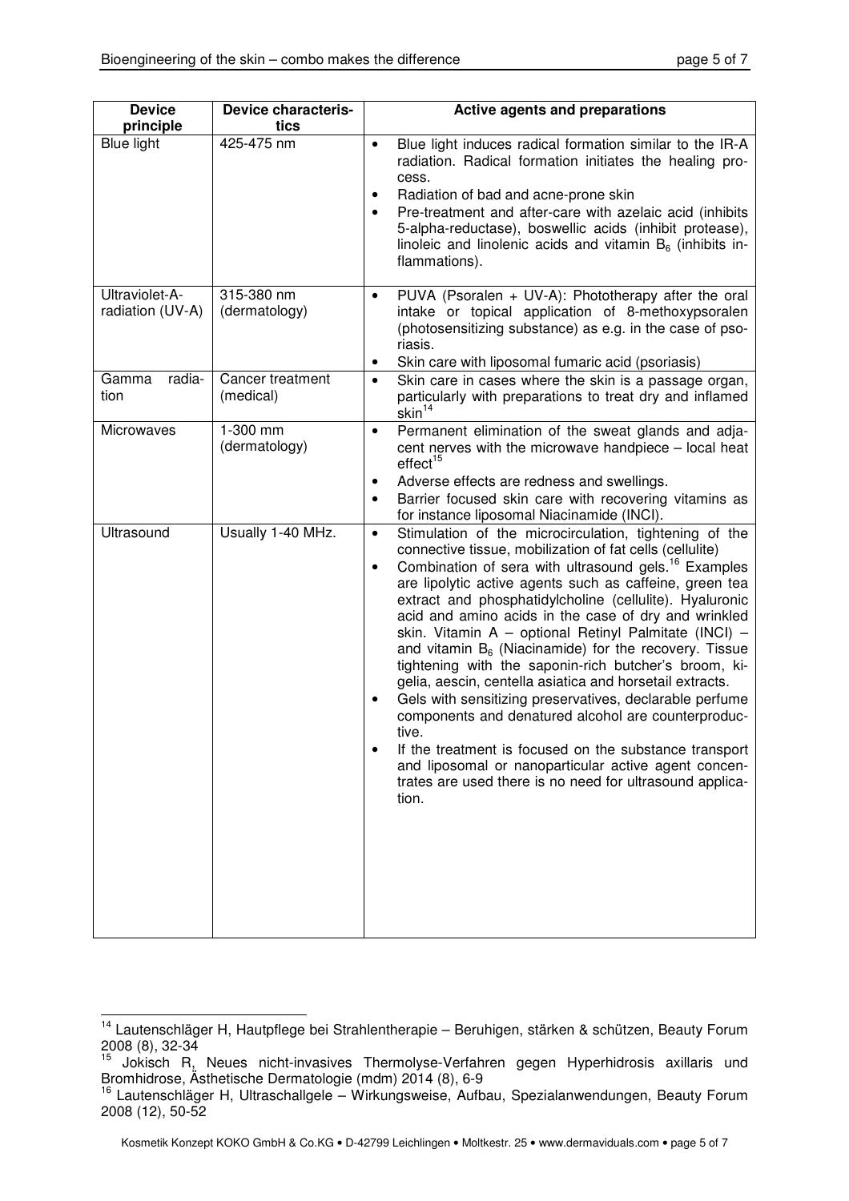| Device principle | Device characteristics | Active agents and preparations |
|---|---|---|
| Blue light | 425-475 nm | • Blue light induces radical formation similar to the IR-A radiation. Radical formation initiates the healing process.<br>• Radiation of bad and acne-prone skin<br>• Pre-treatment and after-care with azelaic acid (inhibits 5-alpha-reductase), boswellic acids (inhibit protease), linoleic and linolenic acids and vitamin $B_6$ (inhibits inflammations). |
| Ultraviolet-A-radiation (UV-A) | 315-380 nm (dermatology) | • PUVA (Psoralen + UV-A): Phototherapy after the oral intake or topical application of 8-methoxypsoralen (photosensitizing substance) as e.g. in the case of psoriasis.<br>• Skin care with liposomal fumaric acid (psoriasis) |
| Gamma radiation | Cancer treatment (medical) | • Skin care in cases where the skin is a passage organ, particularly with preparations to treat dry and inflamed skin[14] |
| Microwaves | 1-300 mm (dermatology) | • Permanent elimination of the sweat glands and adjacent nerves with the microwave handpiece – local heat effect[15]<br>• Adverse effects are redness and swellings.<br>• Barrier focused skin care with recovering vitamins as for instance liposomal Niacinamide (INCI). |
| Ultrasound | Usually 1-40 MHz. | • Stimulation of the microcirculation, tightening of the connective tissue, mobilization of fat cells (cellulite)<br>• Combination of sera with ultrasound gels.[16] Examples are lipolytic active agents such as caffeine, green tea extract and phosphatidylcholine (cellulite). Hyaluronic acid and amino acids in the case of dry and wrinkled skin. Vitamin A – optional Retinyl Palmitate (INCI) – and vitamin $B_6$ (Niacinamide) for the recovery. Tissue tightening with the saponin-rich butcher's broom, kigelia, aescin, centella asiatica and horsetail extracts.<br>• Gels with sensitizing preservatives, declarable perfume components and denatured alcohol are counterproductive.<br>• If the treatment is focused on the substance transport and liposomal or nanoparticular active agent concentrates are used there is no need for ultrasound application. |

---

[14] Lautenschläger H, Hautpflege bei Strahlentherapie – Beruhigen, stärken & schützen, Beauty Forum 2008 (8), 32-34

[15] Jokisch R, Neues nicht-invasives Thermolyse-Verfahren gegen Hyperhidrosis axillaris und Bromhidrose, Ästhetische Dermatologie (mdm) 2014 (8), 6-9

[16] Lautenschläger H, Ultraschallgele – Wirkungsweise, Aufbau, Spezialanwendungen, Beauty Forum 2008 (12), 50-52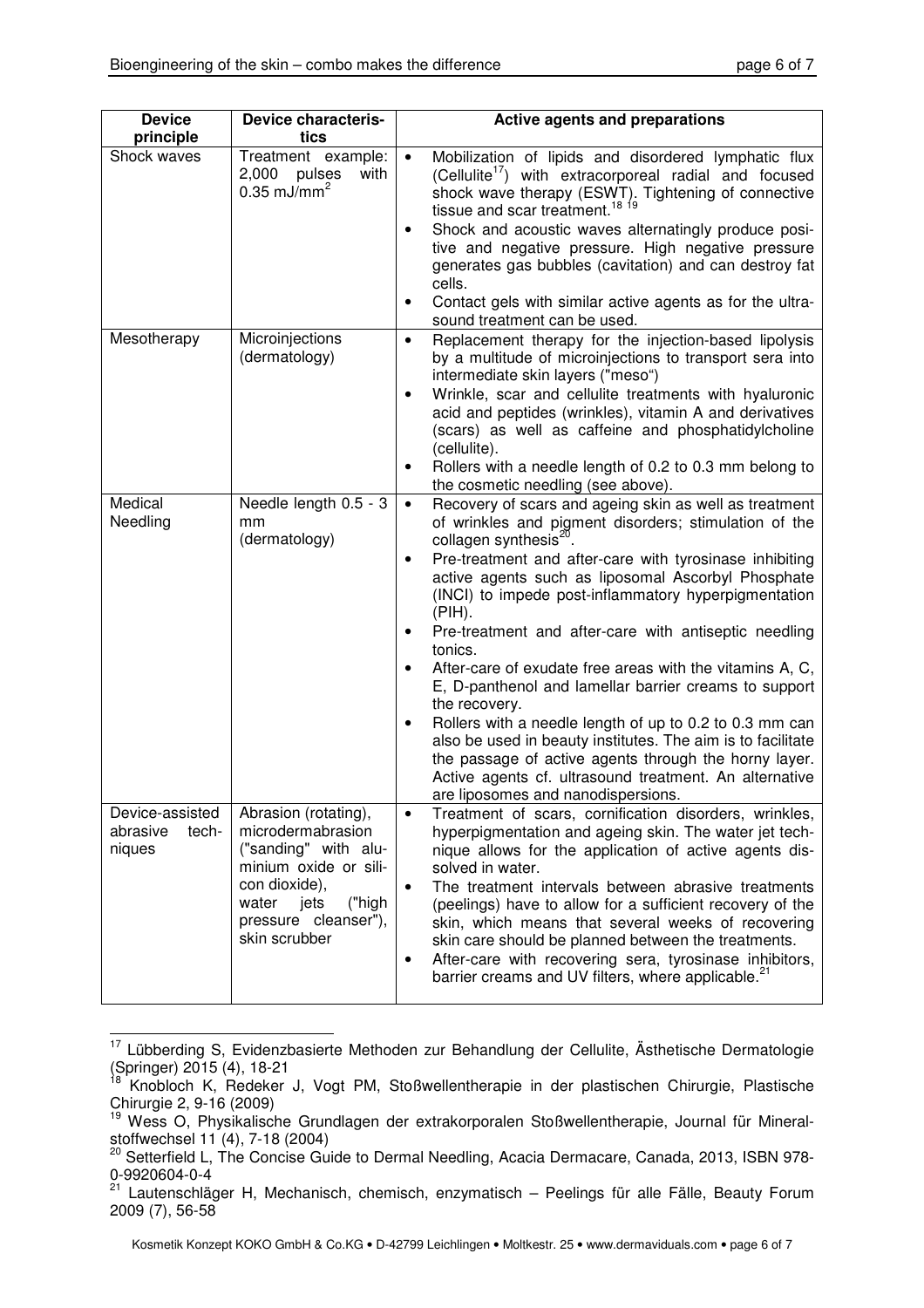| Device principle | Device characteristics | Active agents and preparations |
|---|---|---|
| Shock waves | Treatment example: 2,000 pulses with 0.35 mJ/mm$^2$ | • Mobilization of lipids and disordered lymphatic flux (Cellulite[17]) with extracorporeal radial and focused shock wave therapy (ESWT). Tightening of connective tissue and scar treatment.[18 19]<br>• Shock and acoustic waves alternatingly produce positive and negative pressure. High negative pressure generates gas bubbles (cavitation) and can destroy fat cells.<br>• Contact gels with similar active agents as for the ultrasound treatment can be used. |
| Mesotherapy | Microinjections (dermatology) | • Replacement therapy for the injection-based lipolysis by a multitude of microinjections to transport sera into intermediate skin layers ("meso")<br>• Wrinkle, scar and cellulite treatments with hyaluronic acid and peptides (wrinkles), vitamin A and derivatives (scars) as well as caffeine and phosphatidylcholine (cellulite).<br>• Rollers with a needle length of 0.2 to 0.3 mm belong to the cosmetic needling (see above). |
| Medical Needling | Needle length 0.5 - 3 mm (dermatology) | • Recovery of scars and ageing skin as well as treatment of wrinkles and pigment disorders; stimulation of the collagen synthesis[20].<br>• Pre-treatment and after-care with tyrosinase inhibiting active agents such as liposomal Ascorbyl Phosphate (INCI) to impede post-inflammatory hyperpigmentation (PIH).<br>• Pre-treatment and after-care with antiseptic needling tonics.<br>• After-care of exudate free areas with the vitamins A, C, E, D-panthenol and lamellar barrier creams to support the recovery.<br>• Rollers with a needle length of up to 0.2 to 0.3 mm can also be used in beauty institutes. The aim is to facilitate the passage of active agents through the horny layer. Active agents cf. ultrasound treatment. An alternative are liposomes and nanodispersions. |
| Device-assisted abrasive techniques | Abrasion (rotating), microdermabrasion ("sanding" with aluminium oxide or silicon dioxide), water jets ("high pressure cleanser"), skin scrubber | • Treatment of scars, cornification disorders, wrinkles, hyperpigmentation and ageing skin. The water jet technique allows for the application of active agents dissolved in water.<br>• The treatment intervals between abrasive treatments (peelings) have to allow for a sufficient recovery of the skin, which means that several weeks of recovering skin care should be planned between the treatments.<br>• After-care with recovering sera, tyrosinase inhibitors, barrier creams and UV filters, where applicable.[21] |

[17] Lübberding S, Evidenzbasierte Methoden zur Behandlung der Cellulite, Ästhetische Dermatologie (Springer) 2015 (4), 18-21

[18] Knobloch K, Redeker J, Vogt PM, Stoßwellentherapie in der plastischen Chirurgie, Plastische Chirurgie 2, 9-16 (2009)

[19] Wess O, Physikalische Grundlagen der extrakorporalen Stoßwellentherapie, Journal für Mineralstoffwechsel 11 (4), 7-18 (2004)

[20] Setterfield L, The Concise Guide to Dermal Needling, Acacia Dermacare, Canada, 2013, ISBN 978-0-9920604-0-4

[21] Lautenschläger H, Mechanisch, chemisch, enzymatisch – Peelings für alle Fälle, Beauty Forum 2009 (7), 56-58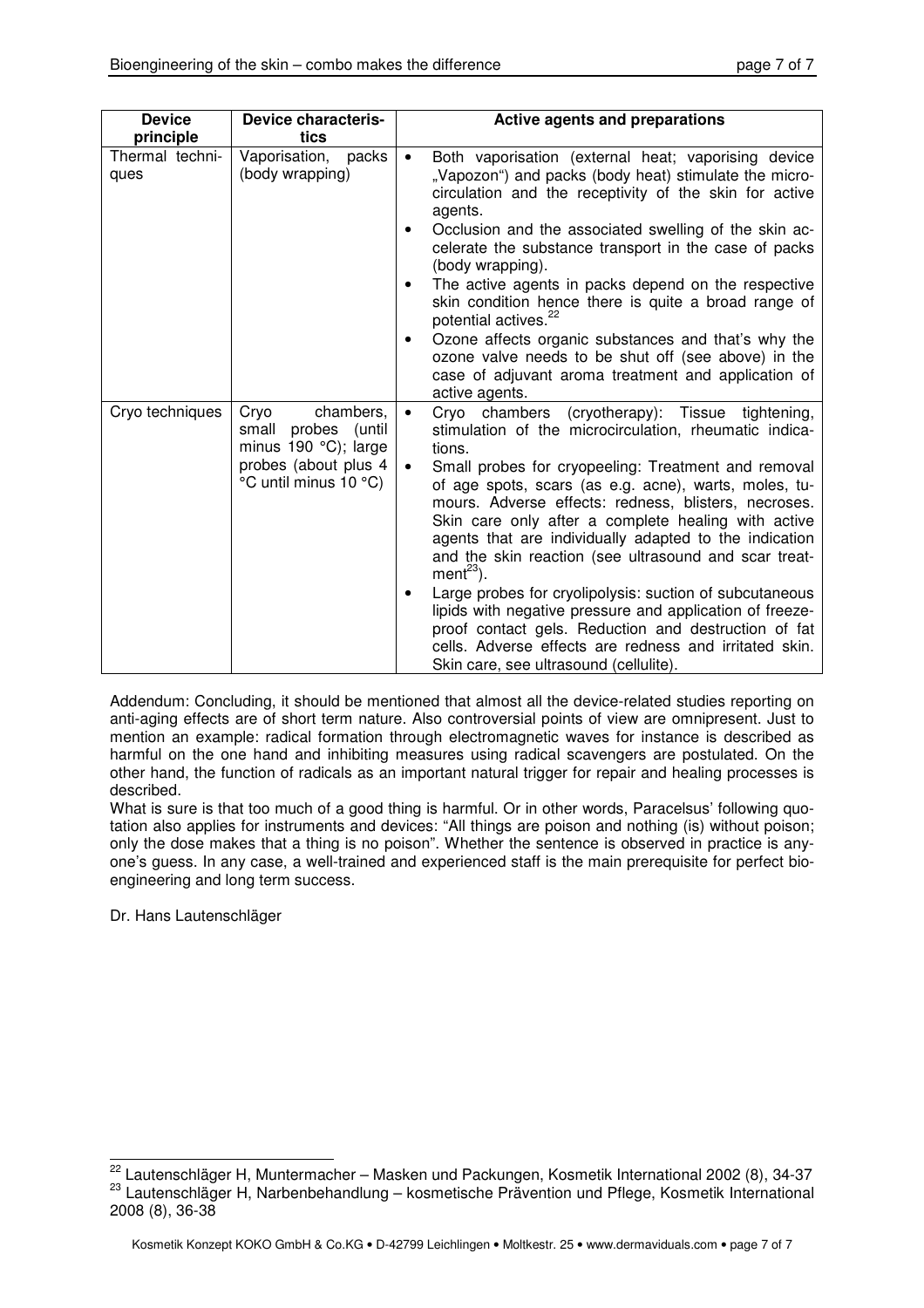| Device principle | Device characteristics | Active agents and preparations |
|---|---|---|
| Thermal techniques | Vaporisation, packs (body wrapping) | • Both vaporisation (external heat; vaporising device „Vapozon") and packs (body heat) stimulate the microcirculation and the receptivity of the skin for active agents. • Occlusion and the associated swelling of the skin accelerate the substance transport in the case of packs (body wrapping). • The active agents in packs depend on the respective skin condition hence there is quite a broad range of potential actives.[22] • Ozone affects organic substances and that's why the ozone valve needs to be shut off (see above) in the case of adjuvant aroma treatment and application of active agents. |
| Cryo techniques | Cryo chambers, small probes (until minus 190 °C); large probes (about plus 4 °C until minus 10 °C) | • Cryo chambers (cryotherapy): Tissue tightening, stimulation of the microcirculation, rheumatic indications. • Small probes for cryopeeling: Treatment and removal of age spots, scars (as e.g. acne), warts, moles, tumours. Adverse effects: redness, blisters, necroses. Skin care only after a complete healing with active agents that are individually adapted to the indication and the skin reaction (see ultrasound and scar treatment[23]). • Large probes for cryolipolysis: suction of subcutaneous lipids with negative pressure and application of freeze-proof contact gels. Reduction and destruction of fat cells. Adverse effects are redness and irritated skin. Skin care, see ultrasound (cellulite). |

Addendum: Concluding, it should be mentioned that almost all the device-related studies reporting on anti-aging effects are of short term nature. Also controversial points of view are omnipresent. Just to mention an example: radical formation through electromagnetic waves for instance is described as harmful on the one hand and inhibiting measures using radical scavengers are postulated. On the other hand, the function of radicals as an important natural trigger for repair and healing processes is described.

What is sure is that too much of a good thing is harmful. Or in other words, Paracelsus' following quotation also applies for instruments and devices: "All things are poison and nothing (is) without poison; only the dose makes that a thing is no poison". Whether the sentence is observed in practice is anyone's guess. In any case, a well-trained and experienced staff is the main prerequisite for perfect bioengineering and long term success.

Dr. Hans Lautenschläger

---

[22] Lautenschläger H, Muntermacher – Masken und Packungen, Kosmetik International 2002 (8), 34-37

[23] Lautenschläger H, Narbenbehandlung – kosmetische Prävention und Pflege, Kosmetik International 2008 (8), 36-38